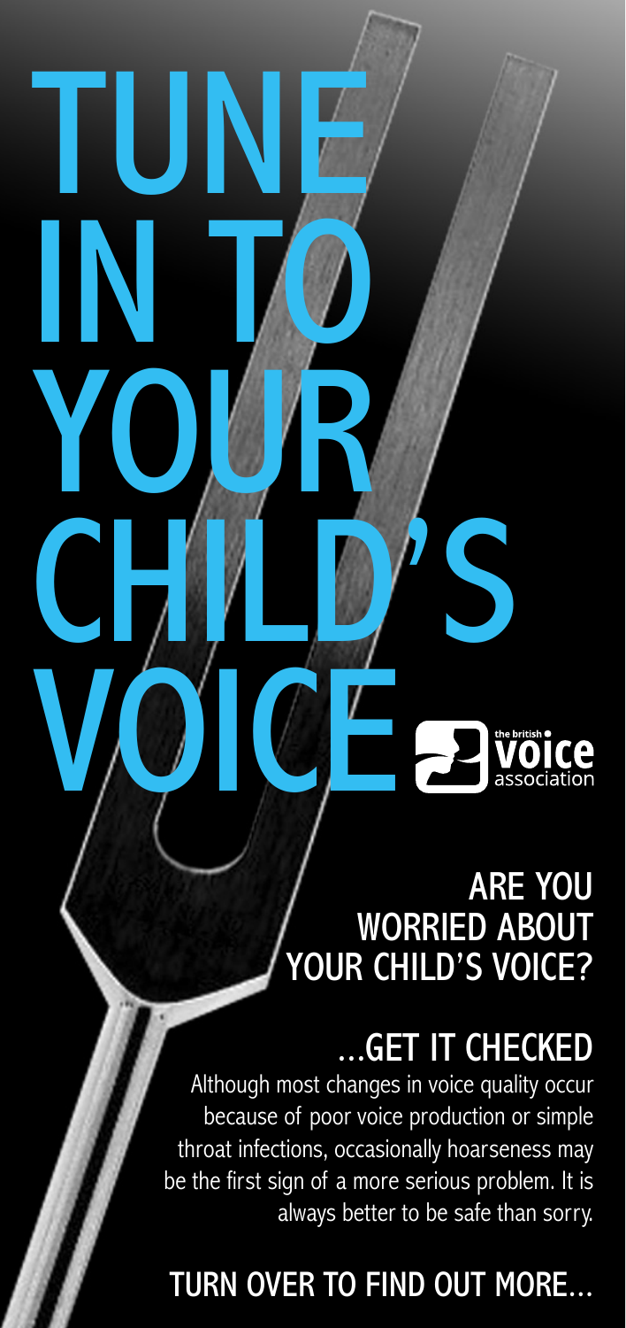# TUNE IN TO YOUR CHILD'S VOICE

the british voice association

## ARE YOU WORRIED ABOUT YOUR CHILD'S VOICE?

## ...GET IT CHECKED

Although most changes in voice quality occur because of poor voice production or simple throat infections, occasionally hoarseness may be the first sign of a more serious problem. It is always better to be safe than sorry.

## TURN OVER TO FIND OUT MORE...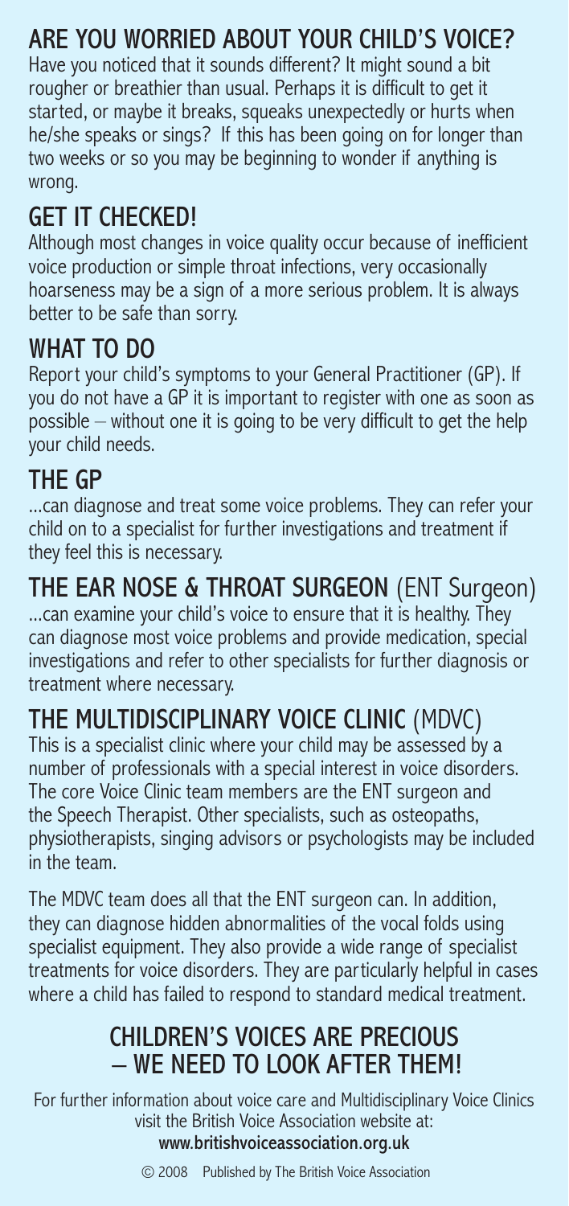## ARE YOU WORRIED ABOUT YOUR CHILD'S VOICE?

Have you noticed that it sounds different? It might sound a bit rougher or breathier than usual. Perhaps it is difficult to get it started, or maybe it breaks, squeaks unexpectedly or hurts when he/she speaks or sings? If this has been going on for longer than two weeks or so you may be beginning to wonder if anything is wrong.

## GET IT CHECKED!

Although most changes in voice quality occur because of inefficient voice production or simple throat infections, very occasionally hoarseness may be a sign of a more serious problem. It is always better to be safe than sorry.

## WHAT TO DO

Report your child's symptoms to your General Practitioner (GP). If you do not have a GP it is important to register with one as soon as possible – without one it is going to be very difficult to get the help your child needs.

## THE GP

...can diagnose and treat some voice problems. They can refer your child on to a specialist for further investigations and treatment if they feel this is necessary.

## THE EAR NOSE & THROAT SURGEON (ENT Surgeon)

...can examine your child's voice to ensure that it is healthy. They can diagnose most voice problems and provide medication, special investigations and refer to other specialists for further diagnosis or treatment where necessary.

## THE MULTIDISCIPLINARY VOICE CLINIC (MDVC)

This is a specialist clinic where your child may be assessed by a number of professionals with a special interest in voice disorders. The core Voice Clinic team members are the ENT surgeon and the Speech Therapist. Other specialists, such as osteopaths, physiotherapists, singing advisors or psychologists may be included in the team.

The MDVC team does all that the ENT surgeon can. In addition, they can diagnose hidden abnormalities of the vocal folds using specialist equipment. They also provide a wide range of specialist treatments for voice disorders. They are particularly helpful in cases where a child has failed to respond to standard medical treatment.

## CHILDREN'S VOICES ARE PRECIOUS – WE NEED TO LOOK AFTER THEM!

For further information about voice care and Multidisciplinary Voice Clinics visit the British Voice Association website at:
**www.britishvoiceassociation.org.uk**

© 2008 Published by The British Voice Association